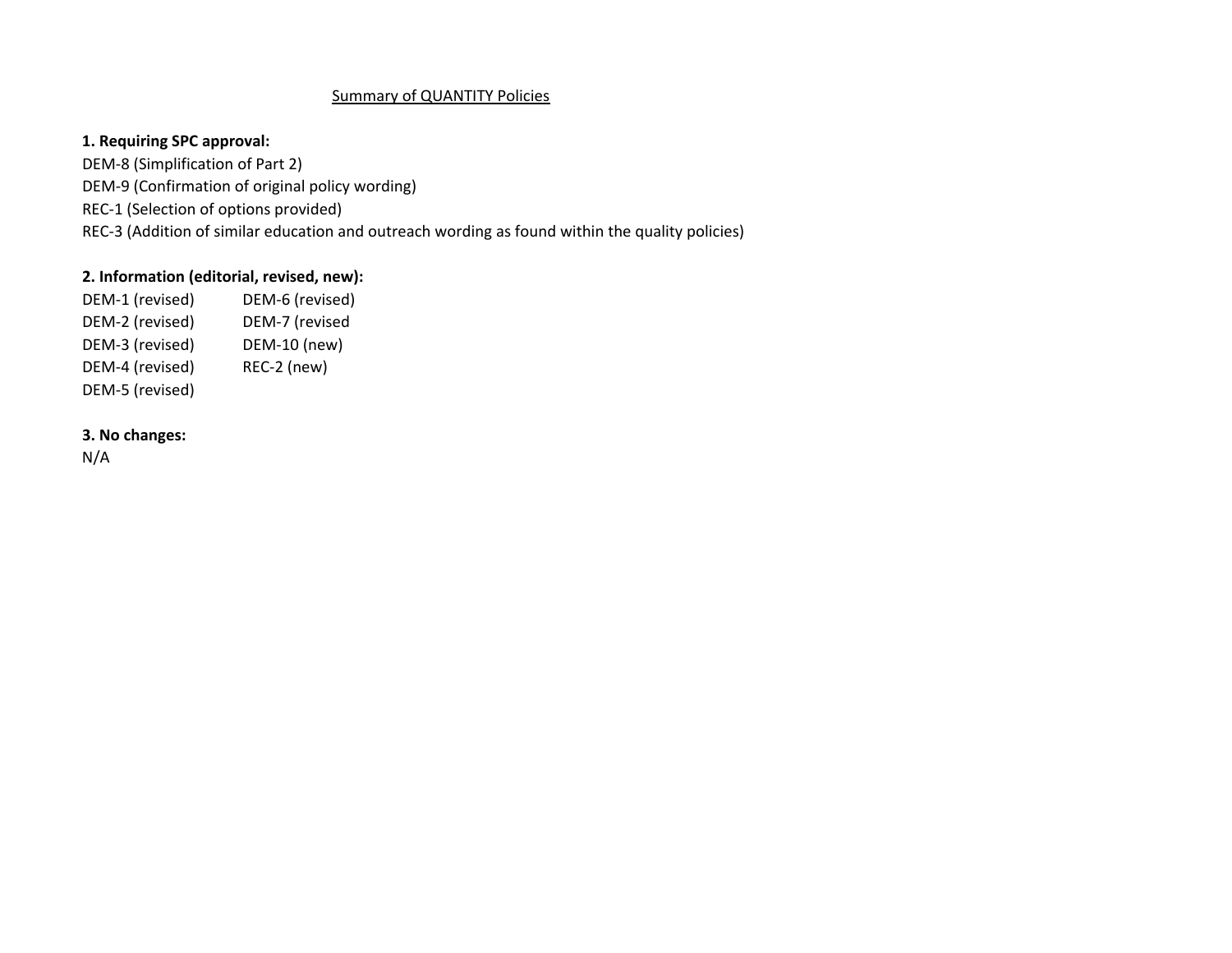## Summary of QUANTITY Policies

**1. Requiring SPC approval:**

DEM-8 (Simplification of Part 2)
DEM-9 (Confirmation of original policy wording)
REC-1 (Selection of options provided)
REC-3 (Addition of similar education and outreach wording as found within the quality policies)

**2. Information (editorial, revised, new):**

DEM-1 (revised)
DEM-2 (revised)
DEM-3 (revised)
DEM-4 (revised)
DEM-5 (revised)
DEM-6 (revised)
DEM-7 (revised
DEM-10 (new)
REC-2 (new)

**3. No changes:**

N/A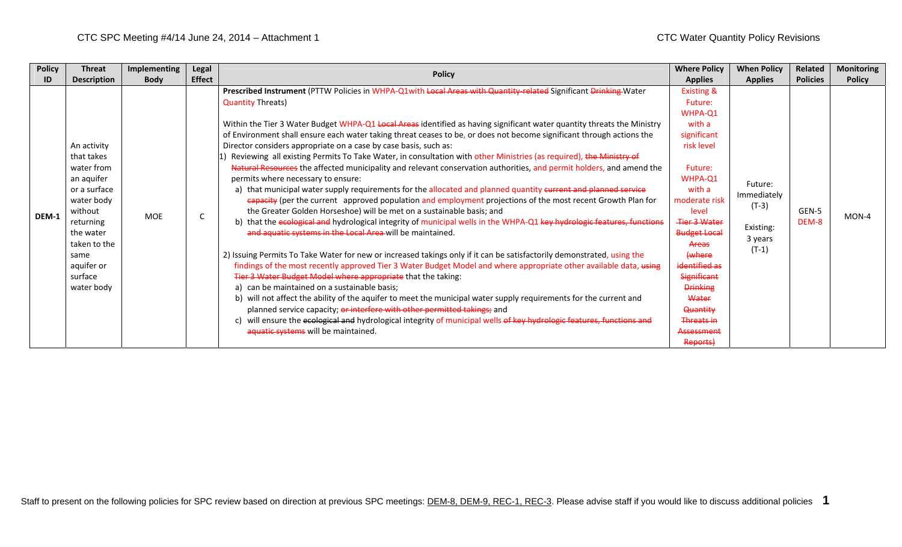| Policy ID | Threat Description | Implementing Body | Legal Effect | Policy | Where Policy Applies | When Policy Applies | Related Policies | Monitoring Policy |
|---|---|---|---|---|---|---|---|---|
| DEM-1 | An activity that takes water from an aquifer or a surface water body without returning the water taken to the same aquifer or surface water body | MOE | C | **Prescribed Instrument** (PTTW Policies in WHPA-Q1with ~~Local Areas with Quantity-related~~ Significant ~~Drinking~~ Water Quantity Threats)<br><br>Within the Tier 3 Water Budget WHPA-Q1 ~~Local Areas~~ identified as having significant water quantity threats the Ministry of Environment shall ensure each water taking threat ceases to be, or does not become significant through actions the Director considers appropriate on a case by case basis, such as:<br>1) Reviewing all existing Permits To Take Water, in consultation with other Ministries (as required), ~~the Ministry of Natural Resources~~ the affected municipality and relevant conservation authorities, and permit holders, and amend the permits where necessary to ensure:<br>a) that municipal water supply requirements for the allocated and planned quantity ~~current and planned service capacity~~ (per the current approved population and employment projections of the most recent Growth Plan for the Greater Golden Horseshoe) will be met on a sustainable basis; and<br>b) that the ~~ecological and~~ hydrological integrity of municipal wells in the WHPA-Q1 ~~key hydrologic features, functions and aquatic systems in the Local Area~~ will be maintained.<br><br>2) Issuing Permits To Take Water for new or increased takings only if it can be satisfactorily demonstrated, using the findings of the most recently approved Tier 3 Water Budget Model and where appropriate other available data, ~~using Tier 3 Water Budget Model where appropriate~~ that the taking:<br>a) can be maintained on a sustainable basis;<br>b) will not affect the ability of the aquifer to meet the municipal water supply requirements for the current and planned service capacity; ~~or interfere with other permitted takings;~~ and<br>c) will ensure the ~~ecological and~~ hydrological integrity of municipal wells ~~of key hydrologic features, functions and aquatic systems~~ will be maintained. | Existing & Future: WHPA-Q1 with a significant risk level<br><br>Future: WHPA-Q1 with a moderate risk level<br>~~Tier 3 Water Budget Local Areas (where identified as Significant Drinking Water Quantity Threats in Assessment Reports)~~ | Future: Immediately (T-3)<br><br>Existing: 3 years (T-1) | GEN-5<br>DEM-8 | MON-4 |

Staff to present on the following policies for SPC review based on direction at previous SPC meetings: DEM-8, DEM-9, REC-1, REC-3. Please advise staff if you would like to discuss additional policies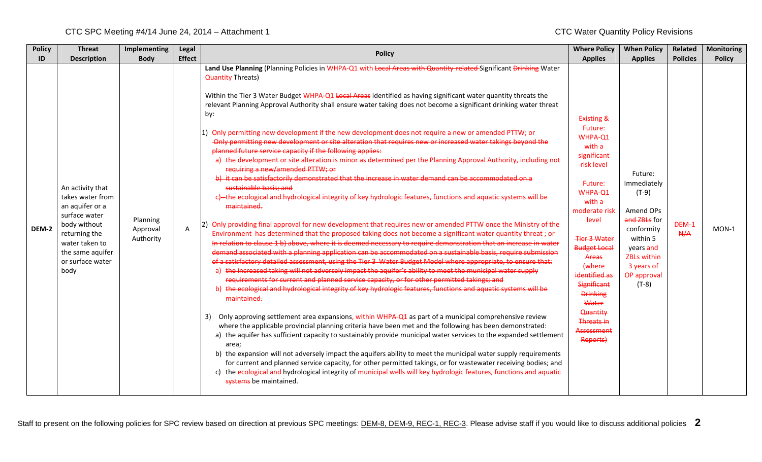| Policy ID | Threat Description | Implementing Body | Legal Effect | Policy | Where Policy Applies | When Policy Applies | Related Policies | Monitoring Policy |
|---|---|---|---|---|---|---|---|---|
| DEM-2 | An activity that takes water from an aquifer or a surface water body without returning the water taken to the same aquifer or surface water body | Planning Approval Authority | A | **Land Use Planning** (Planning Policies in WHPA-Q1 with ~~Local Areas with Quantity-related~~ Significant ~~Drinking~~ Water Quantity Threats)<br><br>Within the Tier 3 Water Budget WHPA-Q1 ~~Local Areas~~ identified as having significant water quantity threats the relevant Planning Approval Authority shall ensure water taking does not become a significant drinking water threat by:<br><br>1) Only permitting new development if the new development does not require a new or amended PTTW; or<br>~~Only permitting new development or site alteration that requires new or increased water takings beyond the planned future service capacity if the following applies:~~<br>~~a) the development or site alteration is minor as determined per the Planning Approval Authority, including not requiring a new/amended PTTW; or~~<br>~~b) it can be satisfactorily demonstrated that the increase in water demand can be accommodated on a sustainable basis; and~~<br>~~c) the ecological and hydrological integrity of key hydrologic features, functions and aquatic systems will be maintained.~~<br><br>2) Only providing final approval for new development that requires new or amended PTTW once the Ministry of the Environment has determined that the proposed taking does not become a significant water quantity threat ; or<br>~~In relation to clause 1 b) above, where it is deemed necessary to require demonstration that an increase in water demand associated with a planning application can be accommodated on a sustainable basis, require submission of a satisfactory detailed assessment, using the Tier 3 Water Budget Model where appropriate, to ensure that:~~<br>~~a) the increased taking will not adversely impact the aquifer's ability to meet the municipal water supply requirements for current and planned service capacity, or for other permitted takings; and~~<br>~~b) the ecological and hydrological integrity of key hydrologic features, functions and aquatic systems will be maintained.~~<br><br>3) Only approving settlement area expansions, within WHPA-Q1 as part of a municipal comprehensive review where the applicable provincial planning criteria have been met and the following has been demonstrated:<br>a) the aquifer has sufficient capacity to sustainably provide municipal water services to the expanded settlement area;<br>b) the expansion will not adversely impact the aquifers ability to meet the municipal water supply requirements for current and planned service capacity, for other permitted takings, or for wastewater receiving bodies; and<br>c) the ~~ecological and~~ hydrological integrity of municipal wells will ~~key hydrologic features, functions and aquatic systems~~ be maintained. | Existing & Future: WHPA-Q1 with a significant risk level<br><br>Future: WHPA-Q1 with a moderate risk level<br><br>~~Tier 3 Water Budget Local Areas (where identified as Significant Drinking Water Quantity Threats in Assessment Reports)~~ | Future: Immediately (T-9)<br><br>Amend OPs ~~and ZBLs~~ for conformity within 5 years and ZBLs within 3 years of OP approval (T-8) | DEM-1 ~~N/A~~ | MON-1 |

Staff to present on the following policies for SPC review based on direction at previous SPC meetings: DEM-8, DEM-9, REC-1, REC-3. Please advise staff if you would like to discuss additional policies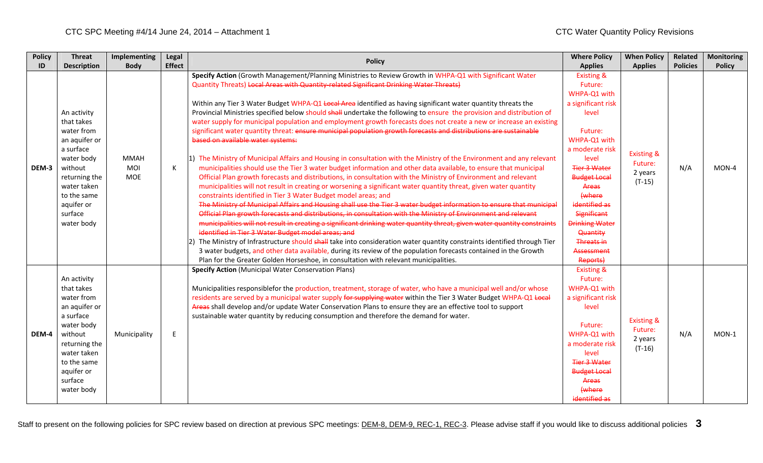| Policy ID | Threat Description | Implementing Body | Legal Effect | Policy | Where Policy Applies | When Policy Applies | Related Policies | Monitoring Policy |
|---|---|---|---|---|---|---|---|---|
| DEM-3 | An activity that takes water from an aquifer or a surface water body without returning the water taken to the same aquifer or surface water body | MMAH<br>MOI<br>MOE | K | **Specify Action** (Growth Management/Planning Ministries to Review Growth in WHPA-Q1 with Significant Water Quantity Threats) ~~Local Areas with Quantity-related Significant Drinking Water Threats)~~<br><br>Within any Tier 3 Water Budget WHPA-Q1 ~~Local Area~~ identified as having significant water quantity threats the Provincial Ministries specified below should ~~shall~~ undertake the following to ensure the provision and distribution of water supply for municipal population and employment growth forecasts does not create a new or increase an existing significant water quantity threat: ~~ensure municipal population growth forecasts and distributions are sustainable based on available water systems:~~<br><br>1) The Ministry of Municipal Affairs and Housing in consultation with the Ministry of the Environment and any relevant municipalities should use the Tier 3 water budget information and other data available, to ensure that municipal Official Plan growth forecasts and distributions, in consultation with the Ministry of Environment and relevant municipalities will not result in creating or worsening a significant water quantity threat, given water quantity constraints identified in Tier 3 Water Budget model areas; and<br>~~The Ministry of Municipal Affairs and Housing shall use the Tier 3 water budget information to ensure that municipal Official Plan growth forecasts and distributions, in consultation with the Ministry of Environment and relevant municipalities will not result in creating a significant drinking water quantity threat, given water quantity constraints identified in Tier 3 Water Budget model areas; and~~<br>2) The Ministry of Infrastructure should ~~shall~~ take into consideration water quantity constraints identified through Tier 3 water budgets, and other data available, during its review of the population forecasts contained in the Growth Plan for the Greater Golden Horseshoe, in consultation with relevant municipalities. | Existing & Future: WHPA-Q1 with a significant risk level<br><br>Future: WHPA-Q1 with a moderate risk level<br>~~Tier 3 Water Budget Local Areas (where identified as Significant Drinking Water Quantity Threats in Assessment Reports)~~ | Existing & Future: 2 years (T-15) | N/A | MON-4 |
| DEM-4 | An activity that takes water from an aquifer or a surface water body without returning the water taken to the same aquifer or surface water body | Municipality | E | **Specify Action** (Municipal Water Conservation Plans)<br><br>Municipalities responsiblefor the production, treatment, storage of water, who have a municipal well and/or whose residents are served by a municipal water supply ~~for supplying water~~ within the Tier 3 Water Budget WHPA-Q1 ~~Local Areas~~ shall develop and/or update Water Conservation Plans to ensure they are an effective tool to support sustainable water quantity by reducing consumption and therefore the demand for water. | Existing & Future: WHPA-Q1 with a significant risk level<br><br>Future: WHPA-Q1 with a moderate risk level<br>~~Tier 3 Water Budget Local Areas (where identified as~~ | Existing & Future: 2 years (T-16) | N/A | MON-1 |

Staff to present on the following policies for SPC review based on direction at previous SPC meetings: DEM-8, DEM-9, REC-1, REC-3. Please advise staff if you would like to discuss additional policies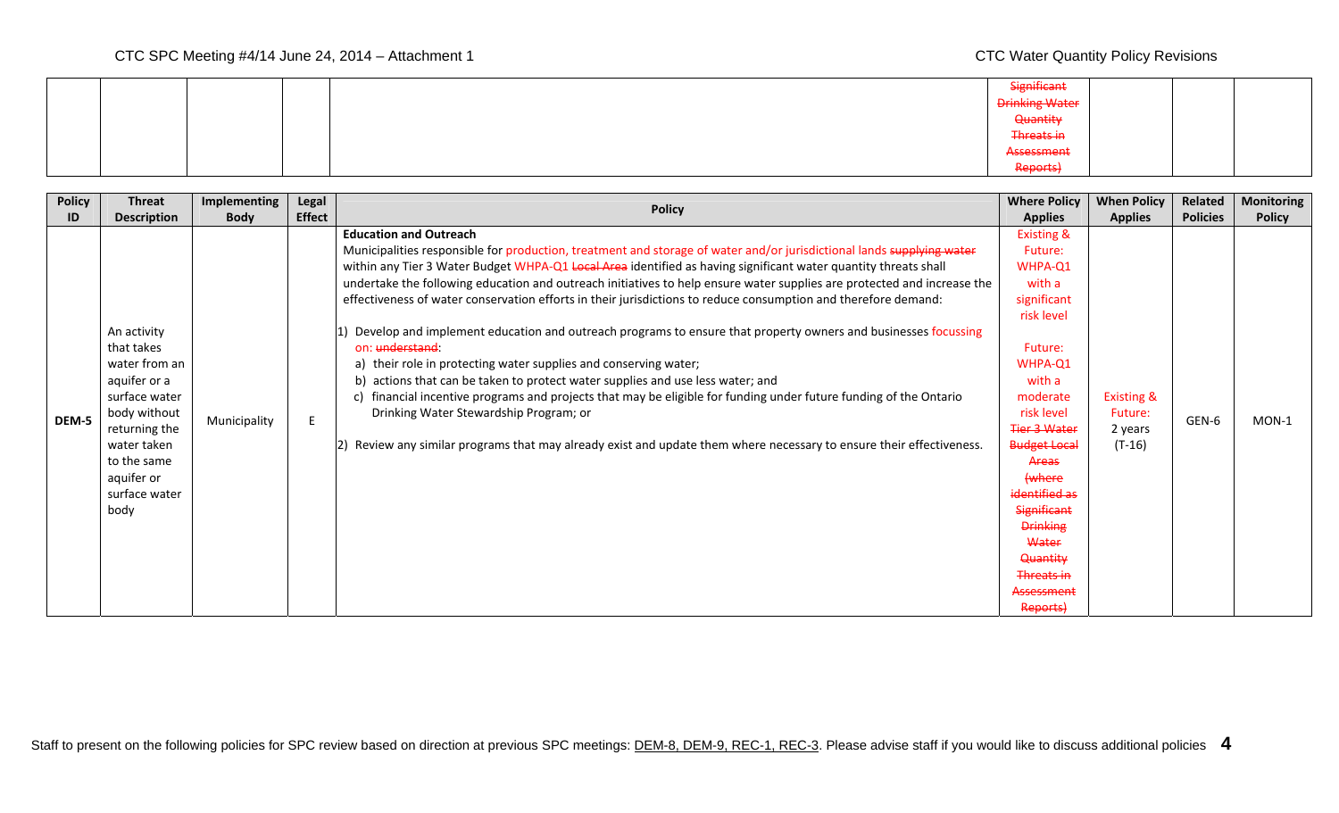| | | | | | ~~Significant Drinking Water Quantity Threats in Assessment Reports)~~ | | | |
|---|---|---|---|---|---|---|---|---|

| Policy ID | Threat Description | Implementing Body | Legal Effect | Policy | Where Policy Applies | When Policy Applies | Related Policies | Monitoring Policy |
|---|---|---|---|---|---|---|---|---|
| DEM-5 | An activity that takes water from an aquifer or a surface water body without returning the water taken to the same aquifer or surface water body | Municipality | E | **Education and Outreach**<br>Municipalities responsible for production, treatment and storage of water and/or jurisdictional lands ~~supplying water~~ within any Tier 3 Water Budget WHPA-Q1 ~~Local Area~~ identified as having significant water quantity threats shall undertake the following education and outreach initiatives to help ensure water supplies are protected and increase the effectiveness of water conservation efforts in their jurisdictions to reduce consumption and therefore demand:<br><br>1) Develop and implement education and outreach programs to ensure that property owners and businesses focussing on: ~~understand~~:<br>a) their role in protecting water supplies and conserving water;<br>b) actions that can be taken to protect water supplies and use less water; and<br>c) financial incentive programs and projects that may be eligible for funding under future funding of the Ontario Drinking Water Stewardship Program; or<br><br>2) Review any similar programs that may already exist and update them where necessary to ensure their effectiveness. | Existing & Future: WHPA-Q1 with a significant risk level<br><br>Future: WHPA-Q1 with a moderate risk level ~~Tier 3 Water Budget Local Areas (where identified as Significant Drinking Water Quantity Threats in Assessment Reports)~~ | Existing & Future: 2 years (T-16) | GEN-6 | MON-1 |

Staff to present on the following policies for SPC review based on direction at previous SPC meetings: DEM-8, DEM-9, REC-1, REC-3. Please advise staff if you would like to discuss additional policies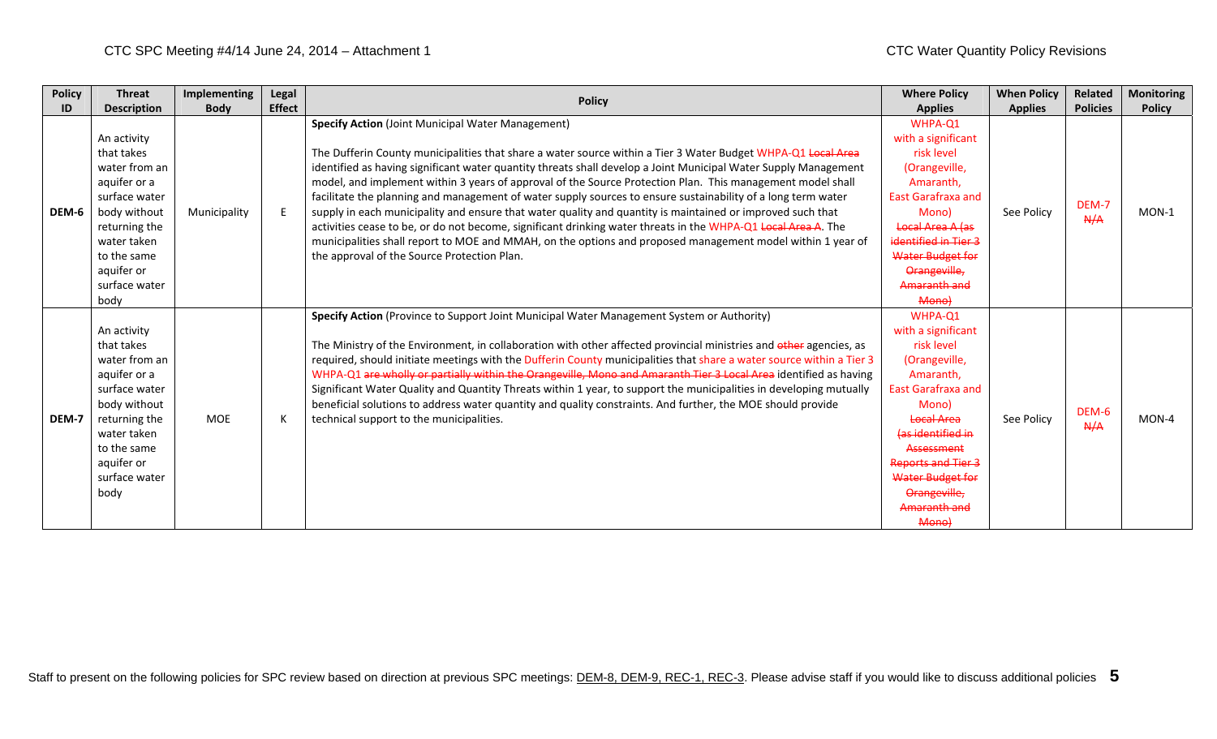| Policy ID | Threat Description | Implementing Body | Legal Effect | Policy | Where Policy Applies | When Policy Applies | Related Policies | Monitoring Policy |
|---|---|---|---|---|---|---|---|---|
| DEM-6 | An activity that takes water from an aquifer or a surface water body without returning the water taken to the same aquifer or surface water body | Municipality | E | **Specify Action** (Joint Municipal Water Management)<br><br>The Dufferin County municipalities that share a water source within a Tier 3 Water Budget WHPA-Q1 ~~Local Area~~ identified as having significant water quantity threats shall develop a Joint Municipal Water Supply Management model, and implement within 3 years of approval of the Source Protection Plan. This management model shall facilitate the planning and management of water supply sources to ensure sustainability of a long term water supply in each municipality and ensure that water quality and quantity is maintained or improved such that activities cease to be, or do not become, significant drinking water threats in the WHPA-Q1 ~~Local Area A~~. The municipalities shall report to MOE and MMAH, on the options and proposed management model within 1 year of the approval of the Source Protection Plan. | WHPA-Q1 with a significant risk level (Orangeville, Amaranth, East Garafraxa and Mono) ~~Local Area A (as identified in Tier 3 Water Budget for Orangeville, Amaranth and Mono)~~ | See Policy | DEM-7 ~~N/A~~ | MON-1 |
| DEM-7 | An activity that takes water from an aquifer or a surface water body without returning the water taken to the same aquifer or surface water body | MOE | K | **Specify Action** (Province to Support Joint Municipal Water Management System or Authority)<br><br>The Ministry of the Environment, in collaboration with other affected provincial ministries and ~~other~~ agencies, as required, should initiate meetings with the Dufferin County municipalities that share a water source within a Tier 3 WHPA-Q1 ~~are wholly or partially within the Orangeville, Mono and Amaranth Tier 3 Local Area~~ identified as having Significant Water Quality and Quantity Threats within 1 year, to support the municipalities in developing mutually beneficial solutions to address water quantity and quality constraints. And further, the MOE should provide technical support to the municipalities. | WHPA-Q1 with a significant risk level (Orangeville, Amaranth, East Garafraxa and Mono) ~~Local Area (as identified in Assessment Reports and Tier 3 Water Budget for Orangeville, Amaranth and Mono)~~ | See Policy | DEM-6 ~~N/A~~ | MON-4 |

Staff to present on the following policies for SPC review based on direction at previous SPC meetings: DEM-8, DEM-9, REC-1, REC-3. Please advise staff if you would like to discuss additional policies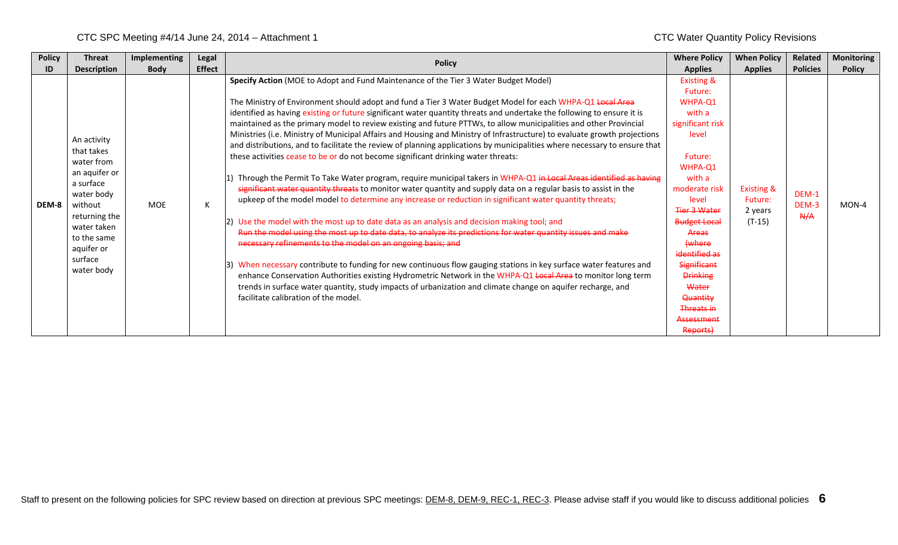CTC SPC Meeting #4/14 June 24, 2014 – Attachment 1

CTC Water Quantity Policy Revisions

| Policy ID | Threat Description | Implementing Body | Legal Effect | Policy | Where Policy Applies | When Policy Applies | Related Policies | Monitoring Policy |
|---|---|---|---|---|---|---|---|---|
| DEM-8 | An activity that takes water from an aquifer or a surface water body without returning the water taken to the same aquifer or surface water body | MOE | K | **Specify Action** (MOE to Adopt and Fund Maintenance of the Tier 3 Water Budget Model)<br><br>The Ministry of Environment should adopt and fund a Tier 3 Water Budget Model for each WHPA-Q1 ~~Local Area~~ identified as having existing or future significant water quantity threats and undertake the following to ensure it is maintained as the primary model to review existing and future PTTWs, to allow municipalities and other Provincial Ministries (i.e. Ministry of Municipal Affairs and Housing and Ministry of Infrastructure) to evaluate growth projections and distributions, and to facilitate the review of planning applications by municipalities where necessary to ensure that these activities cease to be or do not become significant drinking water threats:<br><br>1) Through the Permit To Take Water program, require municipal takers in WHPA-Q1 ~~in Local Areas identified as having significant water quantity threats~~ to monitor water quantity and supply data on a regular basis to assist in the upkeep of the model model to determine any increase or reduction in significant water quantity threats;<br><br>2) Use the model with the most up to date data as an analysis and decision making tool; and ~~Run the model using the most up to date data, to analyze its predictions for water quantity issues and make necessary refinements to the model on an ongoing basis; and~~<br><br>3) When necessary contribute to funding for new continuous flow gauging stations in key surface water features and enhance Conservation Authorities existing Hydrometric Network in the WHPA-Q1 ~~Local Area~~ to monitor long term trends in surface water quantity, study impacts of urbanization and climate change on aquifer recharge, and facilitate calibration of the model. | Existing & Future: WHPA-Q1 with a significant risk level<br><br>Future: WHPA-Q1 with a moderate risk level<br>~~Tier 3 Water Budget Local Areas (where identified as Significant Drinking Water Quantity Threats in Assessment Reports)~~ | Existing & Future: 2 years (T-15) | DEM-1<br>DEM-3<br>~~N/A~~ | MON-4 |

Staff to present on the following policies for SPC review based on direction at previous SPC meetings: DEM-8, DEM-9, REC-1, REC-3. Please advise staff if you would like to discuss additional policies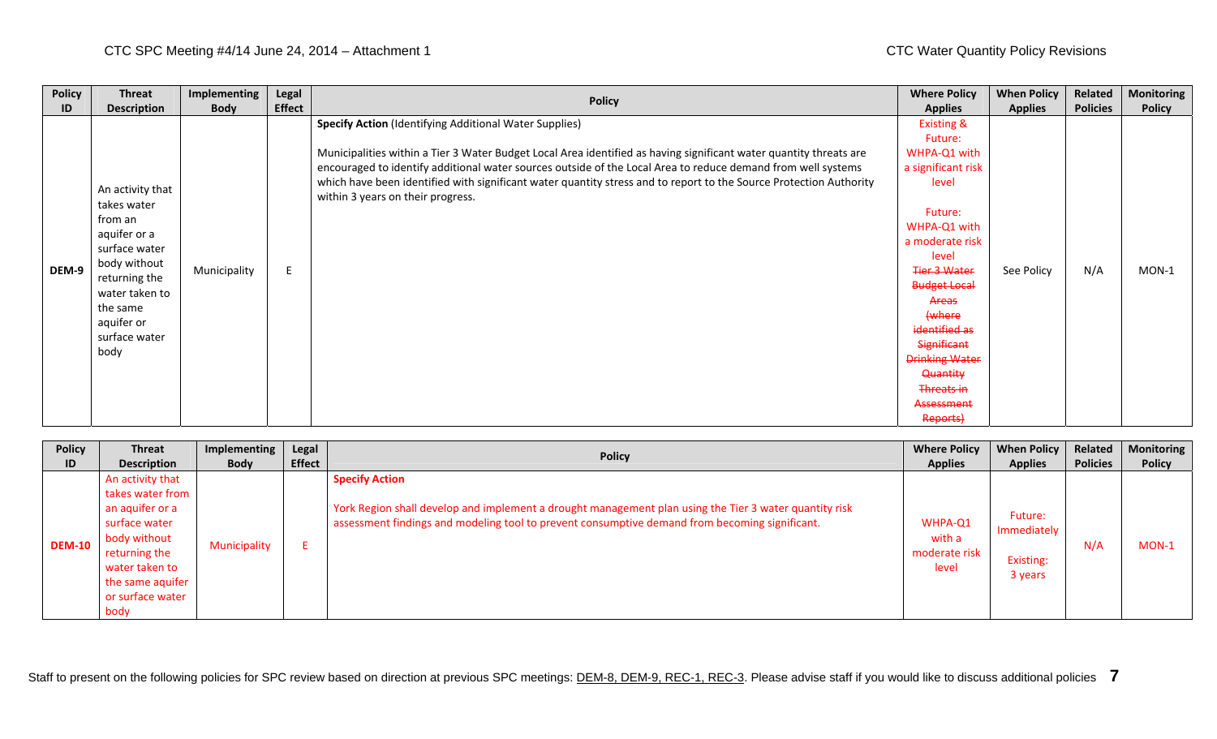| Policy ID | Threat Description | Implementing Body | Legal Effect | Policy | Where Policy Applies | When Policy Applies | Related Policies | Monitoring Policy |
|---|---|---|---|---|---|---|---|---|
| DEM-9 | An activity that takes water from an aquifer or a surface water body without returning the water taken to the same aquifer or surface water body | Municipality | E | **Specify Action** (Identifying Additional Water Supplies)<br><br>Municipalities within a Tier 3 Water Budget Local Area identified as having significant water quantity threats are encouraged to identify additional water sources outside of the Local Area to reduce demand from well systems which have been identified with significant water quantity stress and to report to the Source Protection Authority within 3 years on their progress. | Existing & Future: WHPA-Q1 with a significant risk level<br><br>Future: WHPA-Q1 with a moderate risk level<br>~~Tier 3 Water Budget Local Areas (where identified as Significant Drinking Water Quantity Threats in Assessment Reports)~~ | See Policy | N/A | MON-1 |

| Policy ID | Threat Description | Implementing Body | Legal Effect | Policy | Where Policy Applies | When Policy Applies | Related Policies | Monitoring Policy |
|---|---|---|---|---|---|---|---|---|
| DEM-10 | An activity that takes water from an aquifer or a surface water body without returning the water taken to the same aquifer or surface water body | Municipality | E | **Specify Action**<br><br>York Region shall develop and implement a drought management plan using the Tier 3 water quantity risk assessment findings and modeling tool to prevent consumptive demand from becoming significant. | WHPA-Q1 with a moderate risk level | Future: Immediately<br><br>Existing: 3 years | N/A | MON-1 |

Staff to present on the following policies for SPC review based on direction at previous SPC meetings: DEM-8, DEM-9, REC-1, REC-3. Please advise staff if you would like to discuss additional policies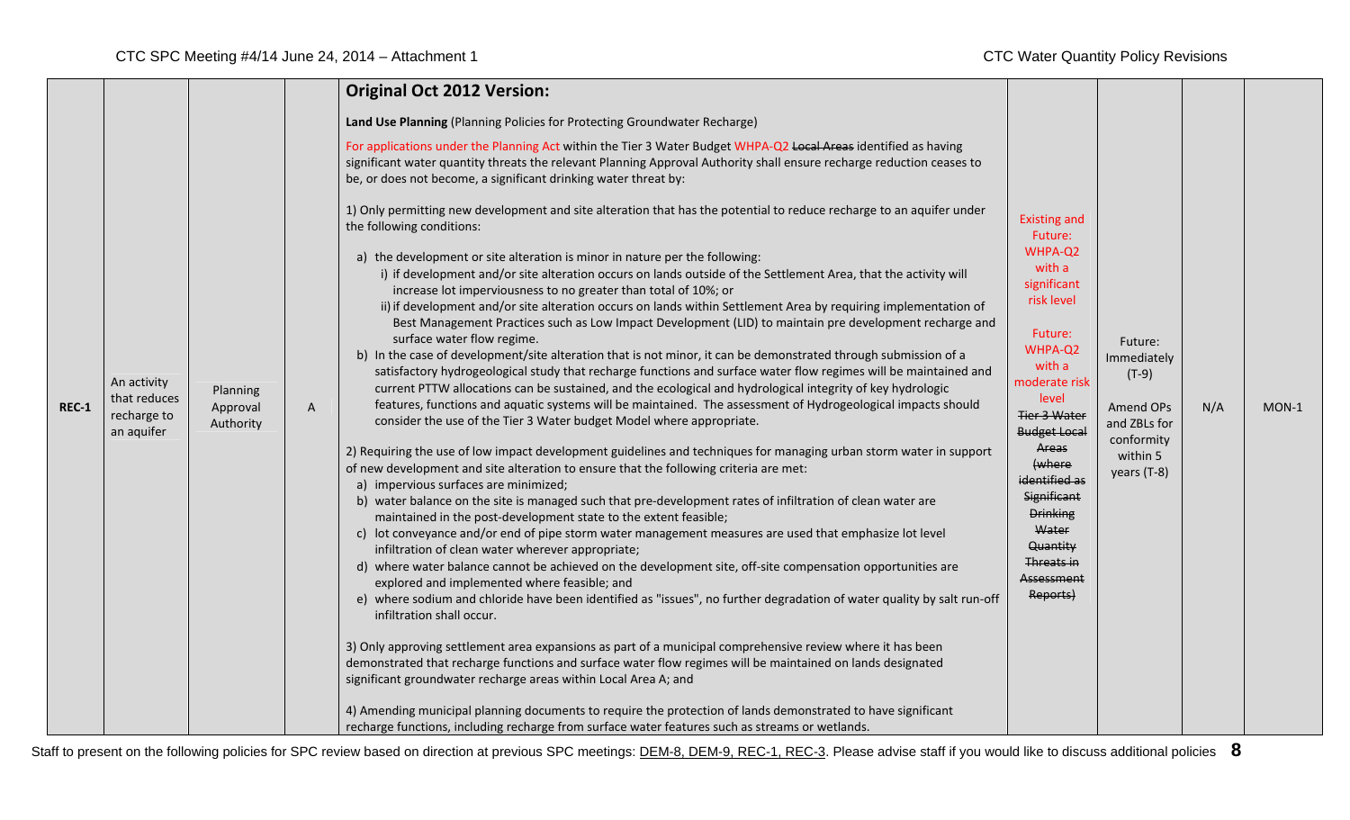| REC-1 | An activity that reduces recharge to an aquifer | Planning Approval Authority | A | **Original Oct 2012 Version:**<br><br>**Land Use Planning** (Planning Policies for Protecting Groundwater Recharge)<br><br>For applications under the Planning Act within the Tier 3 Water Budget WHPA-Q2 ~~Local Areas~~ identified as having significant water quantity threats the relevant Planning Approval Authority shall ensure recharge reduction ceases to be, or does not become, a significant drinking water threat by:<br><br>1) Only permitting new development and site alteration that has the potential to reduce recharge to an aquifer under the following conditions:<br>a) the development or site alteration is minor in nature per the following:<br>i) if development and/or site alteration occurs on lands outside of the Settlement Area, that the activity will increase lot imperviousness to no greater than total of 10%; or<br>ii) if development and/or site alteration occurs on lands within Settlement Area by requiring implementation of Best Management Practices such as Low Impact Development (LID) to maintain pre development recharge and surface water flow regime.<br>b) In the case of development/site alteration that is not minor, it can be demonstrated through submission of a satisfactory hydrogeological study that recharge functions and surface water flow regimes will be maintained and current PTTW allocations can be sustained, and the ecological and hydrological integrity of key hydrologic features, functions and aquatic systems will be maintained. The assessment of Hydrogeological impacts should consider the use of the Tier 3 Water budget Model where appropriate.<br><br>2) Requiring the use of low impact development guidelines and techniques for managing urban storm water in support of new development and site alteration to ensure that the following criteria are met:<br>a) impervious surfaces are minimized;<br>b) water balance on the site is managed such that pre-development rates of infiltration of clean water are maintained in the post-development state to the extent feasible;<br>c) lot conveyance and/or end of pipe storm water management measures are used that emphasize lot level infiltration of clean water wherever appropriate;<br>d) where water balance cannot be achieved on the development site, off-site compensation opportunities are explored and implemented where feasible; and<br>e) where sodium and chloride have been identified as "issues", no further degradation of water quality by salt run-off infiltration shall occur.<br><br>3) Only approving settlement area expansions as part of a municipal comprehensive review where it has been demonstrated that recharge functions and surface water flow regimes will be maintained on lands designated significant groundwater recharge areas within Local Area A; and<br><br>4) Amending municipal planning documents to require the protection of lands demonstrated to have significant recharge functions, including recharge from surface water features such as streams or wetlands. | Existing and Future: WHPA-Q2 with a significant risk level<br><br>Future: WHPA-Q2 with a moderate risk level<br>~~Tier 3 Water Budget Local Areas (where identified as Significant Drinking Water Quantity Threats in Assessment Reports)~~ | Future: Immediately (T-9)<br><br>Amend OPs and ZBLs for conformity within 5 years (T-8) | N/A | MON-1 |
|---|---|---|---|---|---|---|---|---|

Staff to present on the following policies for SPC review based on direction at previous SPC meetings: DEM-8, DEM-9, REC-1, REC-3. Please advise staff if you would like to discuss additional policies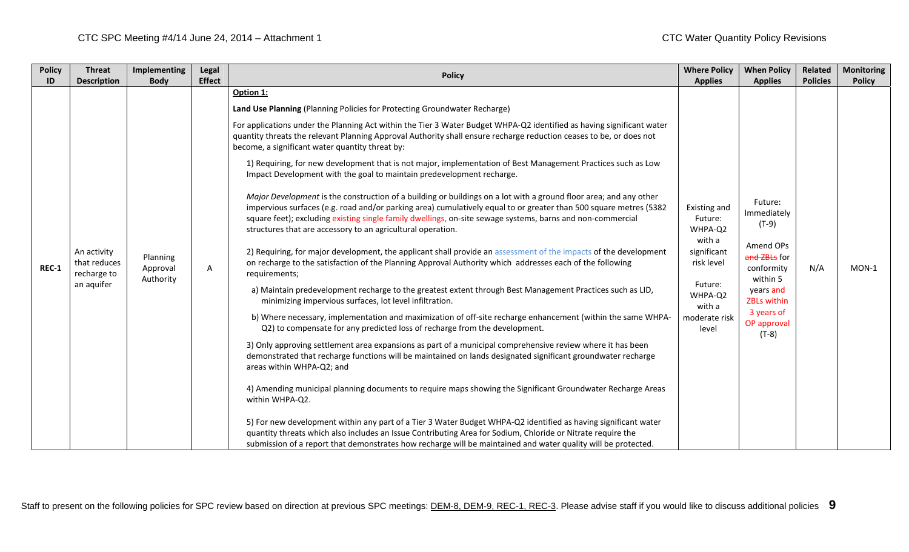| Policy ID | Threat Description | Implementing Body | Legal Effect | Policy | Where Policy Applies | When Policy Applies | Related Policies | Monitoring Policy |
|---|---|---|---|---|---|---|---|---|
| REC-1 | An activity that reduces recharge to an aquifer | Planning Approval Authority | A | **Option 1:**<br><br>**Land Use Planning** (Planning Policies for Protecting Groundwater Recharge)<br><br>For applications under the Planning Act within the Tier 3 Water Budget WHPA-Q2 identified as having significant water quantity threats the relevant Planning Approval Authority shall ensure recharge reduction ceases to be, or does not become, a significant water quantity threat by:<br><br>1) Requiring, for new development that is not major, implementation of Best Management Practices such as Low Impact Development with the goal to maintain predevelopment recharge.<br><br>*Major Development* is the construction of a building or buildings on a lot with a ground floor area; and any other impervious surfaces (e.g. road and/or parking area) cumulatively equal to or greater than 500 square metres (5382 square feet); excluding existing single family dwellings, on-site sewage systems, barns and non-commercial structures that are accessory to an agricultural operation.<br><br>2) Requiring, for major development, the applicant shall provide an assessment of the impacts of the development on recharge to the satisfaction of the Planning Approval Authority which addresses each of the following requirements;<br>a) Maintain predevelopment recharge to the greatest extent through Best Management Practices such as LID, minimizing impervious surfaces, lot level infiltration.<br>b) Where necessary, implementation and maximization of off-site recharge enhancement (within the same WHPA-Q2) to compensate for any predicted loss of recharge from the development.<br><br>3) Only approving settlement area expansions as part of a municipal comprehensive review where it has been demonstrated that recharge functions will be maintained on lands designated significant groundwater recharge areas within WHPA-Q2; and<br><br>4) Amending municipal planning documents to require maps showing the Significant Groundwater Recharge Areas within WHPA-Q2.<br><br>5) For new development within any part of a Tier 3 Water Budget WHPA-Q2 identified as having significant water quantity threats which also includes an Issue Contributing Area for Sodium, Chloride or Nitrate require the submission of a report that demonstrates how recharge will be maintained and water quality will be protected. | Existing and Future: WHPA-Q2 with a significant risk level<br><br>Future: WHPA-Q2 with a moderate risk level | Future: Immediately (T-9)<br><br>Amend OPs ~~and ZBLs~~ for conformity within 5 years and ZBLs within 3 years of OP approval (T-8) | N/A | MON-1 |

Staff to present on the following policies for SPC review based on direction at previous SPC meetings: DEM-8, DEM-9, REC-1, REC-3. Please advise staff if you would like to discuss additional policies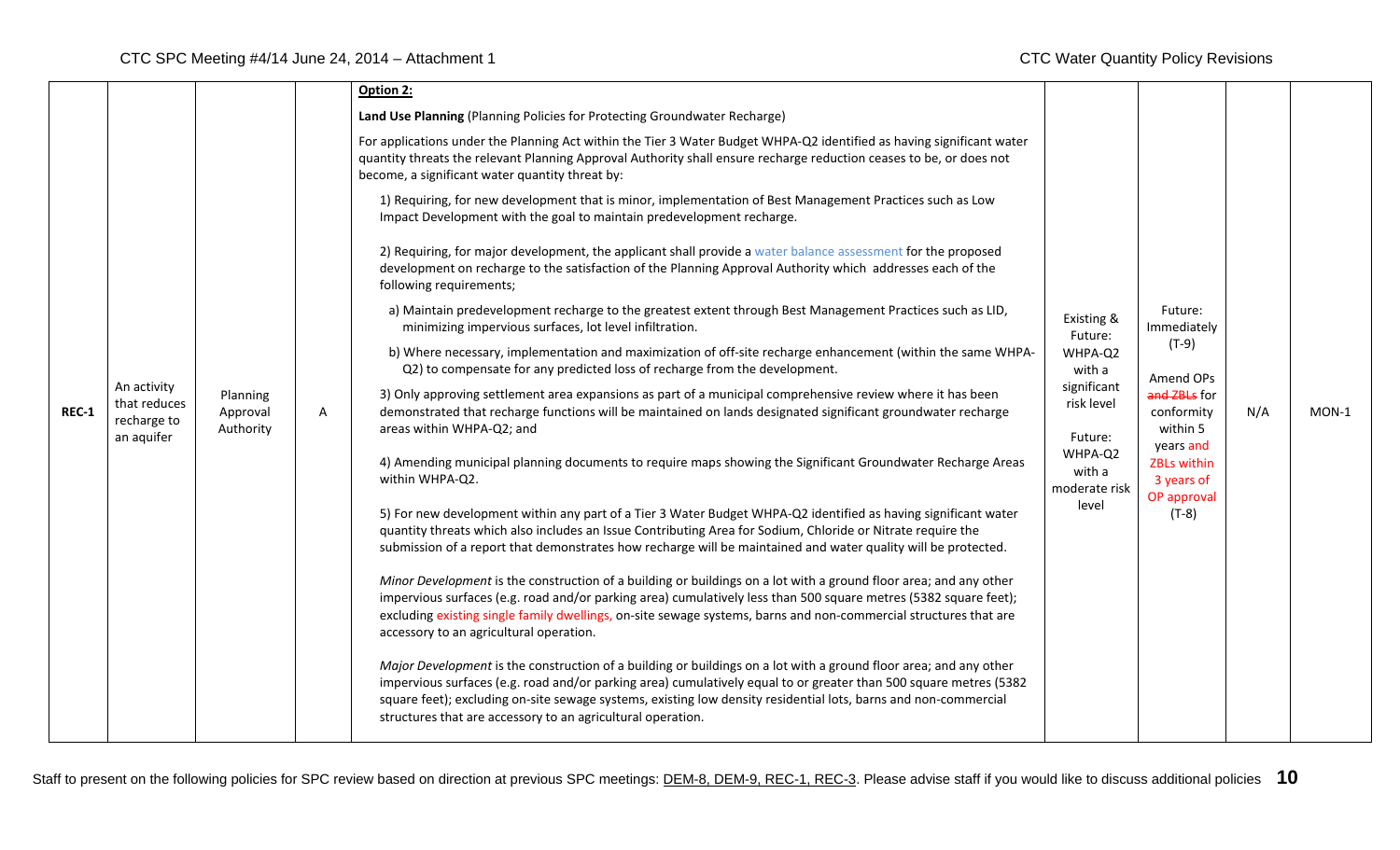| REC-1 | An activity that reduces recharge to an aquifer | Planning Approval Authority | A | **Option 2:**<br><br>**Land Use Planning** (Planning Policies for Protecting Groundwater Recharge)<br><br>For applications under the Planning Act within the Tier 3 Water Budget WHPA-Q2 identified as having significant water quantity threats the relevant Planning Approval Authority shall ensure recharge reduction ceases to be, or does not become, a significant water quantity threat by:<br><br>1) Requiring, for new development that is minor, implementation of Best Management Practices such as Low Impact Development with the goal to maintain predevelopment recharge.<br><br>2) Requiring, for major development, the applicant shall provide a water balance assessment for the proposed development on recharge to the satisfaction of the Planning Approval Authority which addresses each of the following requirements;<br>a) Maintain predevelopment recharge to the greatest extent through Best Management Practices such as LID, minimizing impervious surfaces, lot level infiltration.<br>b) Where necessary, implementation and maximization of off-site recharge enhancement (within the same WHPA-Q2) to compensate for any predicted loss of recharge from the development.<br><br>3) Only approving settlement area expansions as part of a municipal comprehensive review where it has been demonstrated that recharge functions will be maintained on lands designated significant groundwater recharge areas within WHPA-Q2; and<br><br>4) Amending municipal planning documents to require maps showing the Significant Groundwater Recharge Areas within WHPA-Q2.<br><br>5) For new development within any part of a Tier 3 Water Budget WHPA-Q2 identified as having significant water quantity threats which also includes an Issue Contributing Area for Sodium, Chloride or Nitrate require the submission of a report that demonstrates how recharge will be maintained and water quality will be protected.<br><br>*Minor Development* is the construction of a building or buildings on a lot with a ground floor area; and any other impervious surfaces (e.g. road and/or parking area) cumulatively less than 500 square metres (5382 square feet); excluding existing single family dwellings, on-site sewage systems, barns and non-commercial structures that are accessory to an agricultural operation.<br><br>*Major Development* is the construction of a building or buildings on a lot with a ground floor area; and any other impervious surfaces (e.g. road and/or parking area) cumulatively equal to or greater than 500 square metres (5382 square feet); excluding on-site sewage systems, existing low density residential lots, barns and non-commercial structures that are accessory to an agricultural operation. | Existing & Future: WHPA-Q2 with a significant risk level<br><br>Future: WHPA-Q2 with a moderate risk level | Future: Immediately (T-9)<br><br>Amend OPs ~~and ZBLs~~ for conformity within 5 years and ZBLs within 3 years of OP approval (T-8) | N/A | MON-1 |
|---|---|---|---|---|---|---|---|---|

Staff to present on the following policies for SPC review based on direction at previous SPC meetings: DEM-8, DEM-9, REC-1, REC-3. Please advise staff if you would like to discuss additional policies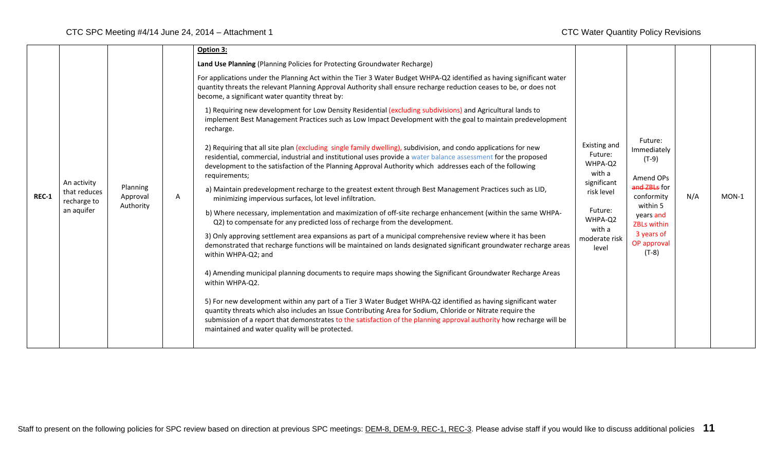| REC-1 | An activity that reduces recharge to an aquifer | Planning Approval Authority | A | **Option 3:**<br><br>**Land Use Planning** (Planning Policies for Protecting Groundwater Recharge)<br><br>For applications under the Planning Act within the Tier 3 Water Budget WHPA-Q2 identified as having significant water quantity threats the relevant Planning Approval Authority shall ensure recharge reduction ceases to be, or does not become, a significant water quantity threat by:<br><br>1) Requiring new development for Low Density Residential (excluding subdivisions) and Agricultural lands to implement Best Management Practices such as Low Impact Development with the goal to maintain predevelopment recharge.<br><br>2) Requiring that all site plan (excluding single family dwelling), subdivision, and condo applications for new residential, commercial, industrial and institutional uses provide a water balance assessment for the proposed development to the satisfaction of the Planning Approval Authority which addresses each of the following requirements;<br><br>a) Maintain predevelopment recharge to the greatest extent through Best Management Practices such as LID, minimizing impervious surfaces, lot level infiltration.<br><br>b) Where necessary, implementation and maximization of off-site recharge enhancement (within the same WHPA-Q2) to compensate for any predicted loss of recharge from the development.<br><br>3) Only approving settlement area expansions as part of a municipal comprehensive review where it has been demonstrated that recharge functions will be maintained on lands designated significant groundwater recharge areas within WHPA-Q2; and<br><br>4) Amending municipal planning documents to require maps showing the Significant Groundwater Recharge Areas within WHPA-Q2.<br><br>5) For new development within any part of a Tier 3 Water Budget WHPA-Q2 identified as having significant water quantity threats which also includes an Issue Contributing Area for Sodium, Chloride or Nitrate require the submission of a report that demonstrates to the satisfaction of the planning approval authority how recharge will be maintained and water quality will be protected. | Existing and Future: WHPA-Q2 with a significant risk level<br><br>Future: WHPA-Q2 with a moderate risk level | Future: Immediately (T-9)<br><br>Amend OPs ~~and ZBLs~~ for conformity within 5 years and ZBLs within 3 years of OP approval (T-8) | N/A | MON-1 |
|---|---|---|---|---|---|---|---|---|

Staff to present on the following policies for SPC review based on direction at previous SPC meetings: DEM-8, DEM-9, REC-1, REC-3. Please advise staff if you would like to discuss additional policies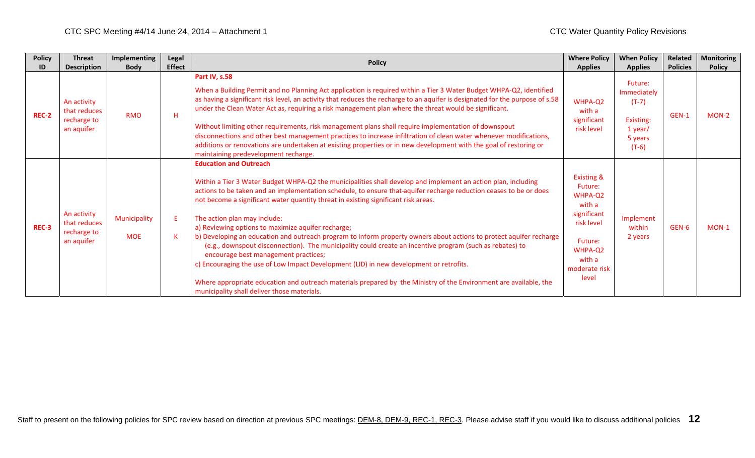| Policy ID | Threat Description | Implementing Body | Legal Effect | Policy | Where Policy Applies | When Policy Applies | Related Policies | Monitoring Policy |
|---|---|---|---|---|---|---|---|---|
| **REC-2** | An activity that reduces recharge to an aquifer | RMO | H | **Part IV, s.58**<br><br>When a Building Permit and no Planning Act application is required within a Tier 3 Water Budget WHPA-Q2, identified as having a significant risk level, an activity that reduces the recharge to an aquifer is designated for the purpose of s.58 under the Clean Water Act as, requiring a risk management plan where the threat would be significant.<br><br>Without limiting other requirements, risk management plans shall require implementation of downspout disconnections and other best management practices to increase infiltration of clean water whenever modifications, additions or renovations are undertaken at existing properties or in new development with the goal of restoring or maintaining predevelopment recharge. | WHPA-Q2 with a significant risk level | Future: Immediately (T-7)<br><br>Existing: 1 year/ 5 years (T-6) | GEN-1 | MON-2 |
| **REC-3** | An activity that reduces recharge to an aquifer | Municipality<br><br>MOE | E<br><br>K | **Education and Outreach**<br><br>Within a Tier 3 Water Budget WHPA-Q2 the municipalities shall develop and implement an action plan, including actions to be taken and an implementation schedule, to ensure that aquifer recharge reduction ceases to be or does not become a significant water quantity threat in existing significant risk areas.<br><br>The action plan may include:<br>a) Reviewing options to maximize aquifer recharge;<br>b) Developing an education and outreach program to inform property owners about actions to protect aquifer recharge (e.g., downspout disconnection). The municipality could create an incentive program (such as rebates) to encourage best management practices;<br>c) Encouraging the use of Low Impact Development (LID) in new development or retrofits.<br><br>Where appropriate education and outreach materials prepared by the Ministry of the Environment are available, the municipality shall deliver those materials. | Existing & Future: WHPA-Q2 with a significant risk level<br><br>Future: WHPA-Q2 with a moderate risk level | Implement within 2 years | GEN-6 | MON-1 |

Staff to present on the following policies for SPC review based on direction at previous SPC meetings: DEM-8, DEM-9, REC-1, REC-3. Please advise staff if you would like to discuss additional policies